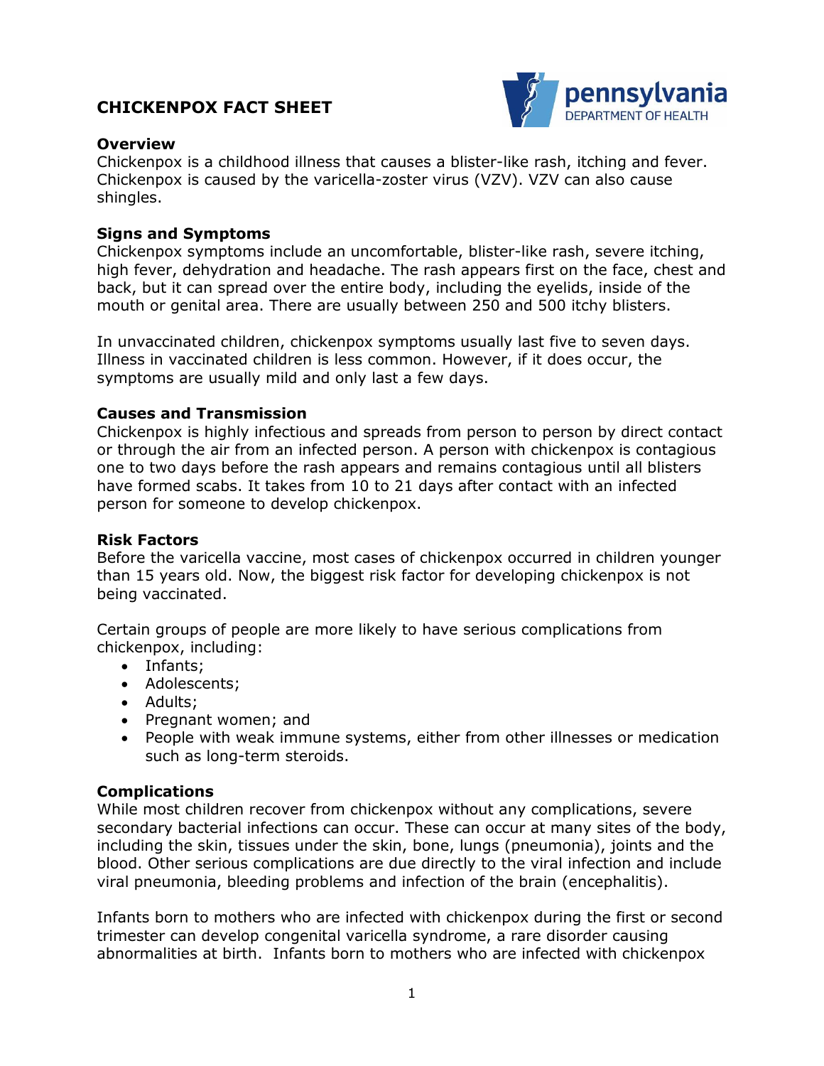# CHICKENPOX FACT SHEET

pennsylvania
DEPARTMENT OF HEALTH

## Overview

Chickenpox is a childhood illness that causes a blister-like rash, itching and fever. Chickenpox is caused by the varicella-zoster virus (VZV). VZV can also cause shingles.

## Signs and Symptoms

Chickenpox symptoms include an uncomfortable, blister-like rash, severe itching, high fever, dehydration and headache. The rash appears first on the face, chest and back, but it can spread over the entire body, including the eyelids, inside of the mouth or genital area. There are usually between 250 and 500 itchy blisters.

In unvaccinated children, chickenpox symptoms usually last five to seven days. Illness in vaccinated children is less common. However, if it does occur, the symptoms are usually mild and only last a few days.

## Causes and Transmission

Chickenpox is highly infectious and spreads from person to person by direct contact or through the air from an infected person. A person with chickenpox is contagious one to two days before the rash appears and remains contagious until all blisters have formed scabs. It takes from 10 to 21 days after contact with an infected person for someone to develop chickenpox.

## Risk Factors

Before the varicella vaccine, most cases of chickenpox occurred in children younger than 15 years old. Now, the biggest risk factor for developing chickenpox is not being vaccinated.

Certain groups of people are more likely to have serious complications from chickenpox, including:

- Infants;
- Adolescents;
- Adults;
- Pregnant women; and
- People with weak immune systems, either from other illnesses or medication such as long-term steroids.

## Complications

While most children recover from chickenpox without any complications, severe secondary bacterial infections can occur. These can occur at many sites of the body, including the skin, tissues under the skin, bone, lungs (pneumonia), joints and the blood. Other serious complications are due directly to the viral infection and include viral pneumonia, bleeding problems and infection of the brain (encephalitis).

Infants born to mothers who are infected with chickenpox during the first or second trimester can develop congenital varicella syndrome, a rare disorder causing abnormalities at birth. Infants born to mothers who are infected with chickenpox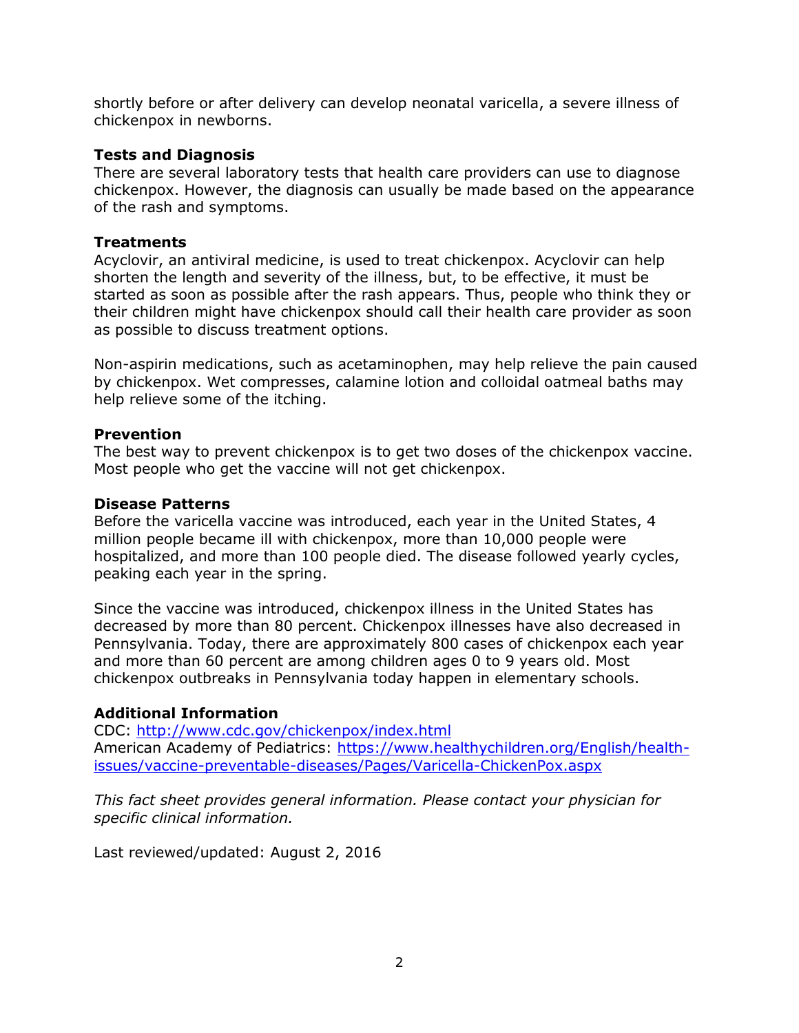shortly before or after delivery can develop neonatal varicella, a severe illness of chickenpox in newborns.

**Tests and Diagnosis**

There are several laboratory tests that health care providers can use to diagnose chickenpox. However, the diagnosis can usually be made based on the appearance of the rash and symptoms.

**Treatments**

Acyclovir, an antiviral medicine, is used to treat chickenpox. Acyclovir can help shorten the length and severity of the illness, but, to be effective, it must be started as soon as possible after the rash appears. Thus, people who think they or their children might have chickenpox should call their health care provider as soon as possible to discuss treatment options.

Non-aspirin medications, such as acetaminophen, may help relieve the pain caused by chickenpox. Wet compresses, calamine lotion and colloidal oatmeal baths may help relieve some of the itching.

**Prevention**

The best way to prevent chickenpox is to get two doses of the chickenpox vaccine. Most people who get the vaccine will not get chickenpox.

**Disease Patterns**

Before the varicella vaccine was introduced, each year in the United States, 4 million people became ill with chickenpox, more than 10,000 people were hospitalized, and more than 100 people died. The disease followed yearly cycles, peaking each year in the spring.

Since the vaccine was introduced, chickenpox illness in the United States has decreased by more than 80 percent. Chickenpox illnesses have also decreased in Pennsylvania. Today, there are approximately 800 cases of chickenpox each year and more than 60 percent are among children ages 0 to 9 years old. Most chickenpox outbreaks in Pennsylvania today happen in elementary schools.

**Additional Information**

CDC: [http://www.cdc.gov/chickenpox/index.html](http://www.cdc.gov/chickenpox/index.html)
American Academy of Pediatrics: [https://www.healthychildren.org/English/health-issues/vaccine-preventable-diseases/Pages/Varicella-ChickenPox.aspx](https://www.healthychildren.org/English/health-issues/vaccine-preventable-diseases/Pages/Varicella-ChickenPox.aspx)

*This fact sheet provides general information. Please contact your physician for specific clinical information.*

Last reviewed/updated: August 2, 2016